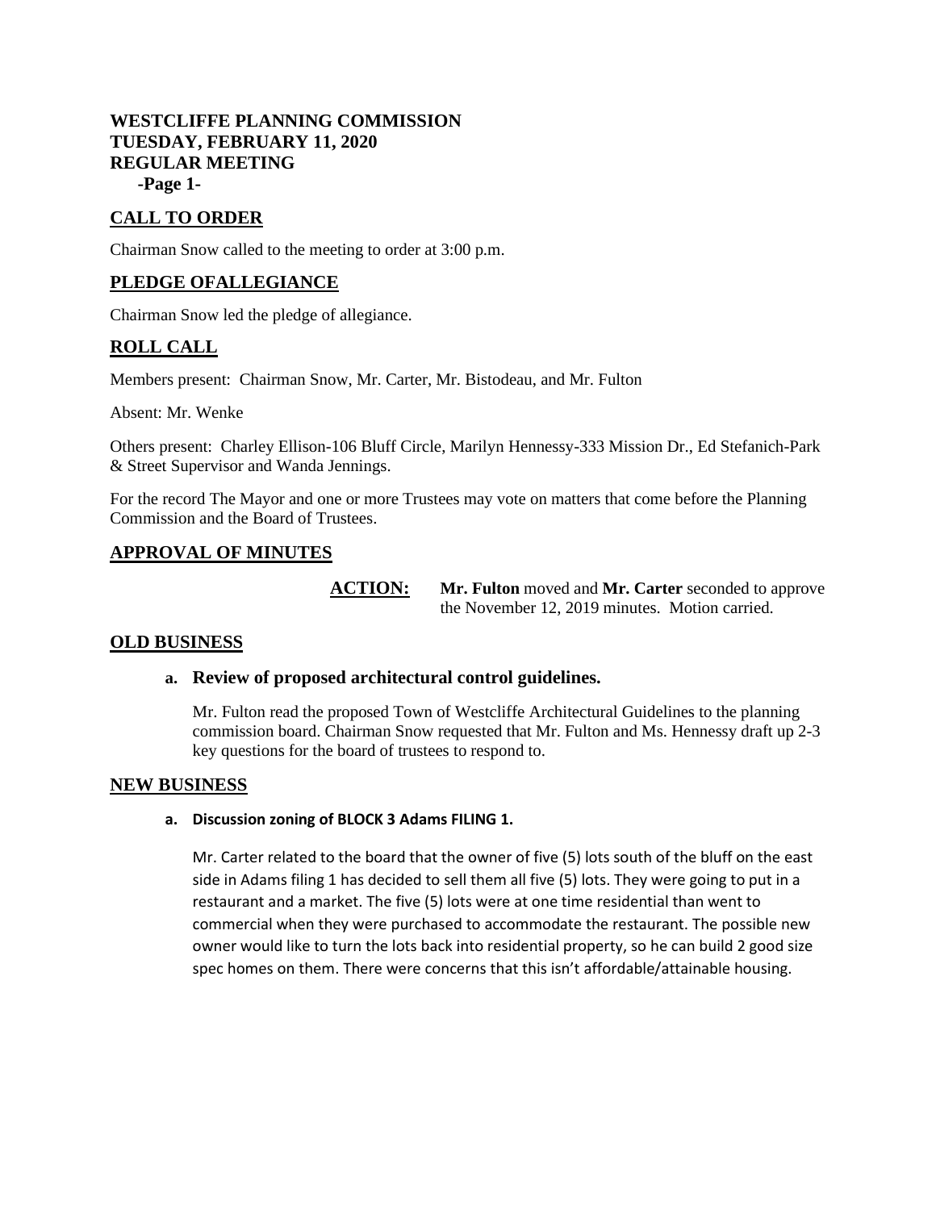**WESTCLIFFE PLANNING COMMISSION**
**TUESDAY, FEBRUARY 11, 2020**
**REGULAR MEETING**
**-Page 1-**

## CALL TO ORDER

Chairman Snow called to the meeting to order at 3:00 p.m.

## PLEDGE OFALLEGIANCE

Chairman Snow led the pledge of allegiance.

## ROLL CALL

Members present: Chairman Snow, Mr. Carter, Mr. Bistodeau, and Mr. Fulton

Absent: Mr. Wenke

Others present: Charley Ellison-106 Bluff Circle, Marilyn Hennessy-333 Mission Dr., Ed Stefanich-Park & Street Supervisor and Wanda Jennings.

For the record The Mayor and one or more Trustees may vote on matters that come before the Planning Commission and the Board of Trustees.

## APPROVAL OF MINUTES

**ACTION:** **Mr. Fulton** moved and **Mr. Carter** seconded to approve the November 12, 2019 minutes. Motion carried.

## OLD BUSINESS

**a. Review of proposed architectural control guidelines.**

Mr. Fulton read the proposed Town of Westcliffe Architectural Guidelines to the planning commission board. Chairman Snow requested that Mr. Fulton and Ms. Hennessy draft up 2-3 key questions for the board of trustees to respond to.

## NEW BUSINESS

**a. Discussion zoning of BLOCK 3 Adams FILING 1.**

Mr. Carter related to the board that the owner of five (5) lots south of the bluff on the east side in Adams filing 1 has decided to sell them all five (5) lots. They were going to put in a restaurant and a market. The five (5) lots were at one time residential than went to commercial when they were purchased to accommodate the restaurant. The possible new owner would like to turn the lots back into residential property, so he can build 2 good size spec homes on them. There were concerns that this isn't affordable/attainable housing.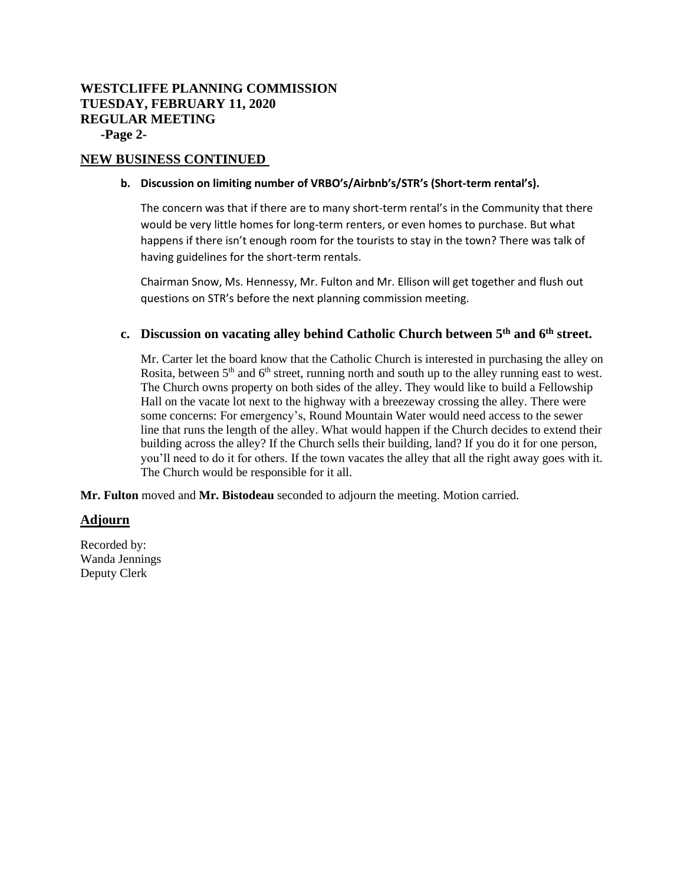# WESTCLIFFE PLANNING COMMISSION
# TUESDAY, FEBRUARY 11, 2020
# REGULAR MEETING
**-Page 2-**

## NEW BUSINESS CONTINUED

**b. Discussion on limiting number of VRBO's/Airbnb's/STR's (Short-term rental's).**

The concern was that if there are to many short-term rental's in the Community that there would be very little homes for long-term renters, or even homes to purchase. But what happens if there isn't enough room for the tourists to stay in the town? There was talk of having guidelines for the short-term rentals.

Chairman Snow, Ms. Hennessy, Mr. Fulton and Mr. Ellison will get together and flush out questions on STR's before the next planning commission meeting.

**c. Discussion on vacating alley behind Catholic Church between 5th and 6th street.**

Mr. Carter let the board know that the Catholic Church is interested in purchasing the alley on Rosita, between 5th and 6th street, running north and south up to the alley running east to west. The Church owns property on both sides of the alley. They would like to build a Fellowship Hall on the vacate lot next to the highway with a breezeway crossing the alley. There were some concerns: For emergency's, Round Mountain Water would need access to the sewer line that runs the length of the alley. What would happen if the Church decides to extend their building across the alley? If the Church sells their building, land? If you do it for one person, you'll need to do it for others. If the town vacates the alley that all the right away goes with it. The Church would be responsible for it all.

**Mr. Fulton** moved and **Mr. Bistodeau** seconded to adjourn the meeting. Motion carried.

## Adjourn

Recorded by:
Wanda Jennings
Deputy Clerk